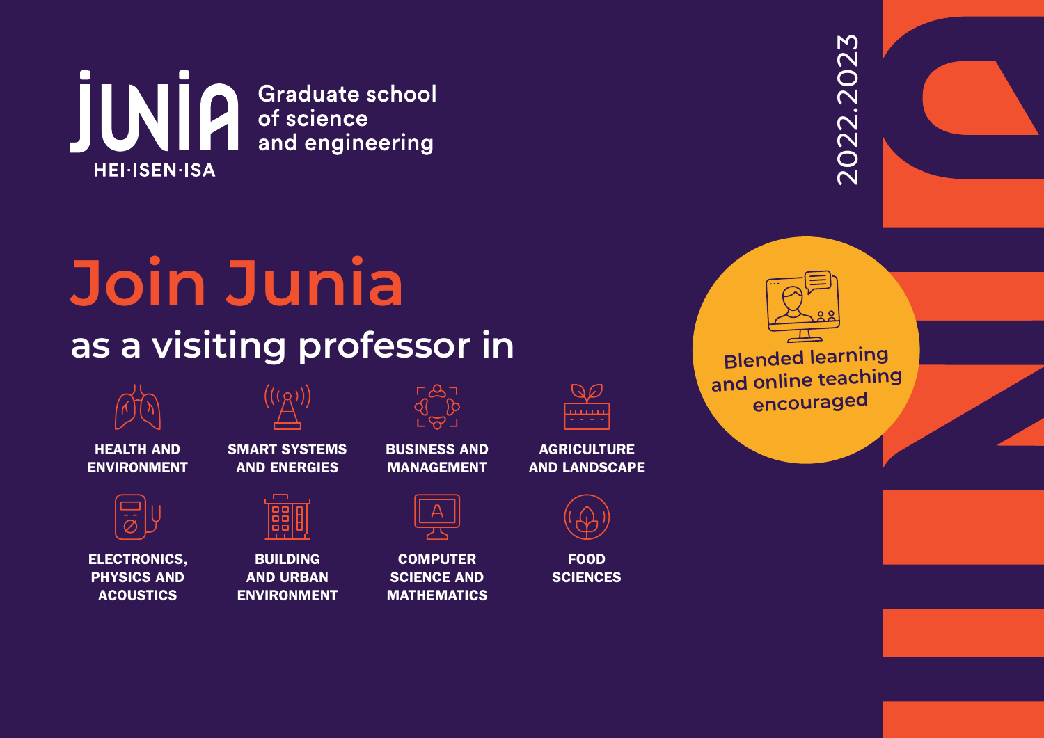JUNIA
HEI·ISEN·ISA

Graduate school of science and engineering

2022.2023

# Join Junia

## as a visiting professor in

- HEALTH AND ENVIRONMENT
- SMART SYSTEMS AND ENERGIES
- BUSINESS AND MANAGEMENT
- AGRICULTURE AND LANDSCAPE
- ELECTRONICS, PHYSICS AND ACOUSTICS
- BUILDING AND URBAN ENVIRONMENT
- COMPUTER SCIENCE AND MATHEMATICS
- FOOD SCIENCES

**Blended learning and online teaching encouraged**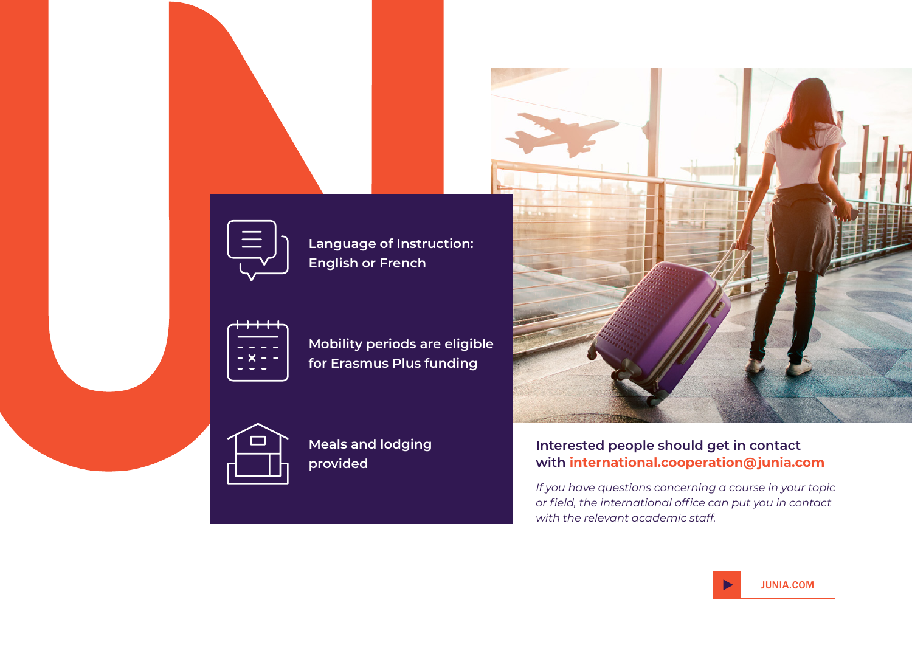Language of Instruction: English or French

Mobility periods are eligible for Erasmus Plus funding

Meals and lodging provided

**Interested people should get in contact with international.cooperation@junia.com**

*If you have questions concerning a course in your topic or field, the international office can put you in contact with the relevant academic staff.*

JUNIA.COM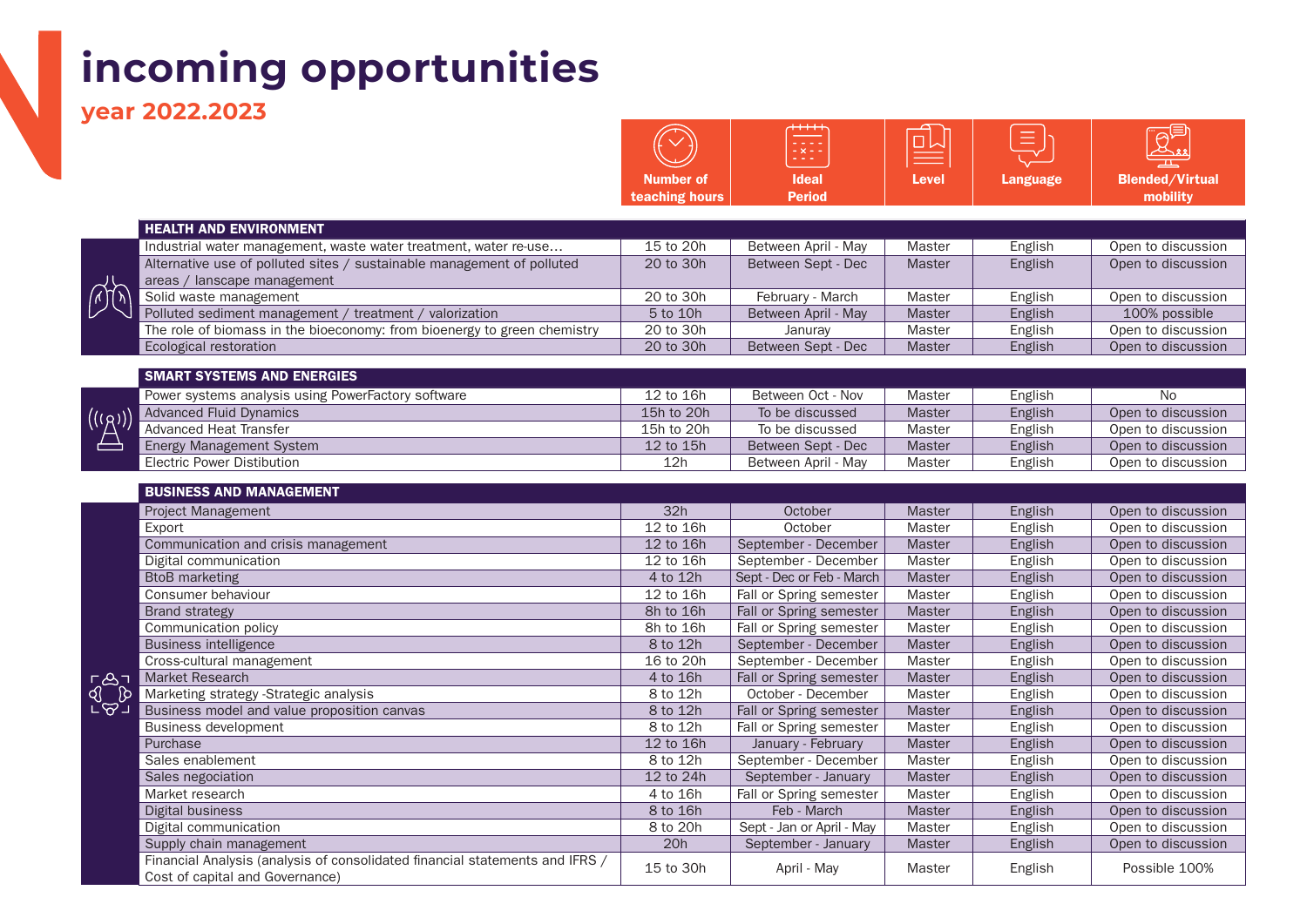# incoming opportunities

## year 2022.2023

| | Number of teaching hours | Ideal Period | Level | Language | Blended/Virtual mobility |
|---|---|---|---|---|---|
| **HEALTH AND ENVIRONMENT** | | | | | |
| Industrial water management, waste water treatment, water re-use… | 15 to 20h | Between April - May | Master | English | Open to discussion |
| Alternative use of polluted sites / sustainable management of polluted areas / lanscape management | 20 to 30h | Between Sept - Dec | Master | English | Open to discussion |
| Solid waste management | 20 to 30h | February - March | Master | English | Open to discussion |
| Polluted sediment management / treatment / valorization | 5 to 10h | Between April - May | Master | English | 100% possible |
| The role of biomass in the bioeconomy: from bioenergy to green chemistry | 20 to 30h | Janurary | Master | English | Open to discussion |
| Ecological restoration | 20 to 30h | Between Sept - Dec | Master | English | Open to discussion |
| **SMART SYSTEMS AND ENERGIES** | | | | | |
| Power systems analysis using PowerFactory software | 12 to 16h | Between Oct - Nov | Master | English | No |
| Advanced Fluid Dynamics | 15h to 20h | To be discussed | Master | English | Open to discussion |
| Advanced Heat Transfer | 15h to 20h | To be discussed | Master | English | Open to discussion |
| Energy Management System | 12 to 15h | Between Sept - Dec | Master | English | Open to discussion |
| Electric Power Distibution | 12h | Between April - May | Master | English | Open to discussion |
| **BUSINESS AND MANAGEMENT** | | | | | |
| Project Management | 32h | October | Master | English | Open to discussion |
| Export | 12 to 16h | October | Master | English | Open to discussion |
| Communication and crisis management | 12 to 16h | September - December | Master | English | Open to discussion |
| Digital communication | 12 to 16h | September - December | Master | English | Open to discussion |
| BtoB marketing | 4 to 12h | Sept - Dec or Feb - March | Master | English | Open to discussion |
| Consumer behaviour | 12 to 16h | Fall or Spring semester | Master | English | Open to discussion |
| Brand strategy | 8h to 16h | Fall or Spring semester | Master | English | Open to discussion |
| Communication policy | 8h to 16h | Fall or Spring semester | Master | English | Open to discussion |
| Business intelligence | 8 to 12h | September - December | Master | English | Open to discussion |
| Cross-cultural management | 16 to 20h | September - December | Master | English | Open to discussion |
| Market Research | 4 to 16h | Fall or Spring semester | Master | English | Open to discussion |
| Marketing strategy -Strategic analysis | 8 to 12h | October - December | Master | English | Open to discussion |
| Business model and value proposition canvas | 8 to 12h | Fall or Spring semester | Master | English | Open to discussion |
| Business development | 8 to 12h | Fall or Spring semester | Master | English | Open to discussion |
| Purchase | 12 to 16h | January - February | Master | English | Open to discussion |
| Sales enablement | 8 to 12h | September - December | Master | English | Open to discussion |
| Sales negociation | 12 to 24h | September - January | Master | English | Open to discussion |
| Market research | 4 to 16h | Fall or Spring semester | Master | English | Open to discussion |
| Digital business | 8 to 16h | Feb - March | Master | English | Open to discussion |
| Digital communication | 8 to 20h | Sept - Jan or April - May | Master | English | Open to discussion |
| Supply chain management | 20h | September - January | Master | English | Open to discussion |
| Financial Analysis (analysis of consolidated financial statements and IFRS / Cost of capital and Governance) | 15 to 30h | April - May | Master | English | Possible 100% |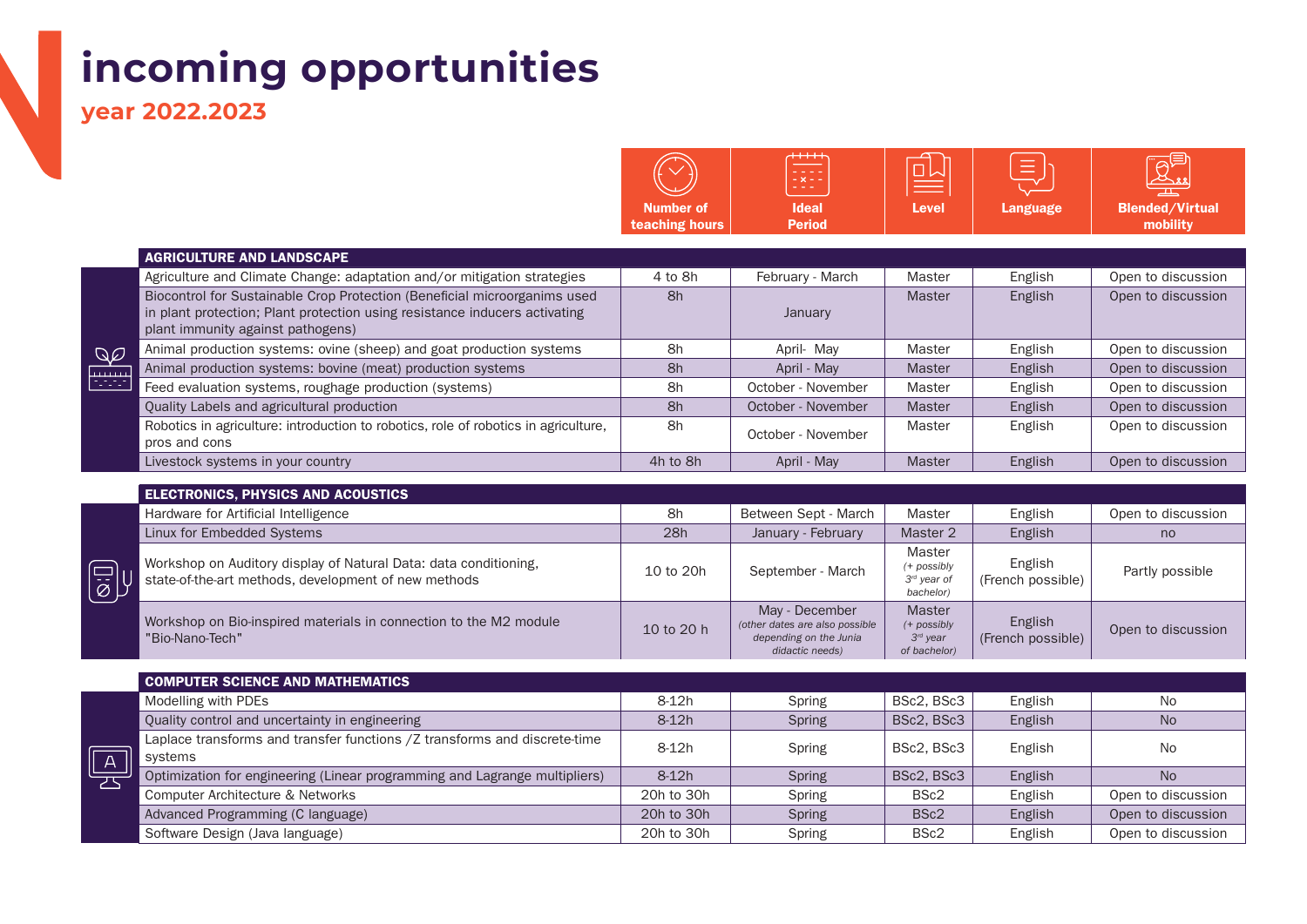# incoming opportunities

## year 2022.2023

| | Number of teaching hours | Ideal Period | Level | Language | Blended/Virtual mobility |
|---|---|---|---|---|---|
| **AGRICULTURE AND LANDSCAPE** | | | | | |
| Agriculture and Climate Change: adaptation and/or mitigation strategies | 4 to 8h | February - March | Master | English | Open to discussion |
| Biocontrol for Sustainable Crop Protection (Beneficial microorganims used in plant protection; Plant protection using resistance inducers activating plant immunity against pathogens) | 8h | January | Master | English | Open to discussion |
| Animal production systems: ovine (sheep) and goat production systems | 8h | April- May | Master | English | Open to discussion |
| Animal production systems: bovine (meat) production systems | 8h | April - May | Master | English | Open to discussion |
| Feed evaluation systems, roughage production (systems) | 8h | October - November | Master | English | Open to discussion |
| Quality Labels and agricultural production | 8h | October - November | Master | English | Open to discussion |
| Robotics in agriculture: introduction to robotics, role of robotics in agriculture, pros and cons | 8h | October - November | Master | English | Open to discussion |
| Livestock systems in your country | 4h to 8h | April - May | Master | English | Open to discussion |
| **ELECTRONICS, PHYSICS AND ACOUSTICS** | | | | | |
| Hardware for Artificial Intelligence | 8h | Between Sept - March | Master | English | Open to discussion |
| Linux for Embedded Systems | 28h | January - February | Master 2 | English | no |
| Workshop on Auditory display of Natural Data: data conditioning, state-of-the-art methods, development of new methods | 10 to 20h | September - March | Master *(+ possibly 3rd year of bachelor)* | English (French possible) | Partly possible |
| Workshop on Bio-inspired materials in connection to the M2 module "Bio-Nano-Tech" | 10 to 20 h | May - December *(other dates are also possible depending on the Junia didactic needs)* | Master *(+ possibly 3rd year of bachelor)* | English (French possible) | Open to discussion |
| **COMPUTER SCIENCE AND MATHEMATICS** | | | | | |
| Modelling with PDEs | 8-12h | Spring | BSc2, BSc3 | English | No |
| Quality control and uncertainty in engineering | 8-12h | Spring | BSc2, BSc3 | English | No |
| Laplace transforms and transfer functions /Z transforms and discrete-time systems | 8-12h | Spring | BSc2, BSc3 | English | No |
| Optimization for engineering (Linear programming and Lagrange multipliers) | 8-12h | Spring | BSc2, BSc3 | English | No |
| Computer Architecture & Networks | 20h to 30h | Spring | BSc2 | English | Open to discussion |
| Advanced Programming (C language) | 20h to 30h | Spring | BSc2 | English | Open to discussion |
| Software Design (Java language) | 20h to 30h | Spring | BSc2 | English | Open to discussion |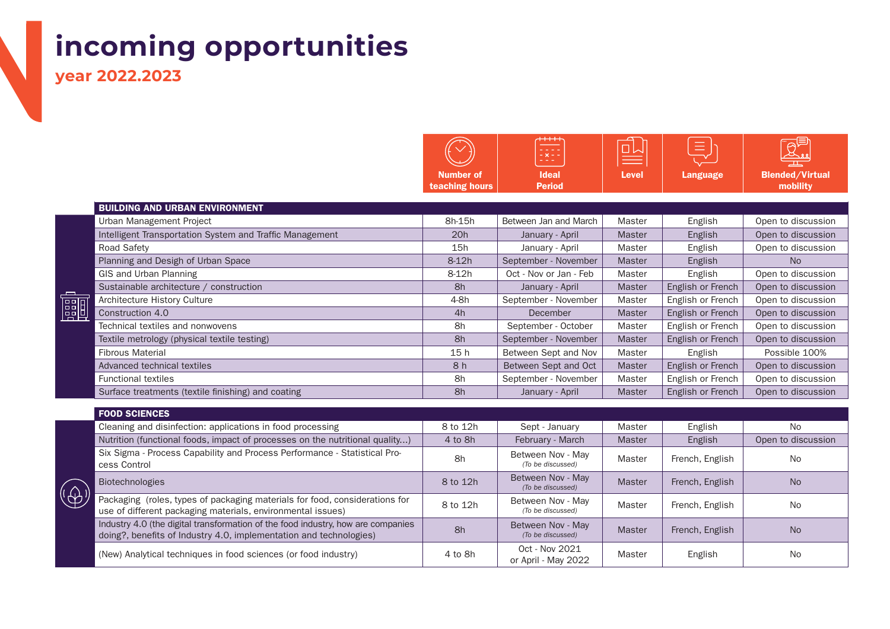# incoming opportunities

## year 2022.2023

| | Number of teaching hours | Ideal Period | Level | Language | Blended/Virtual mobility |
|---|---|---|---|---|---|
| **BUILDING AND URBAN ENVIRONMENT** | | | | | |
| Urban Management Project | 8h-15h | Between Jan and March | Master | English | Open to discussion |
| Intelligent Transportation System and Traffic Management | 20h | January - April | Master | English | Open to discussion |
| Road Safety | 15h | January - April | Master | English | Open to discussion |
| Planning and Desigh of Urban Space | 8-12h | September - November | Master | English | No |
| GIS and Urban Planning | 8-12h | Oct - Nov or Jan - Feb | Master | English | Open to discussion |
| Sustainable architecture / construction | 8h | January - April | Master | English or French | Open to discussion |
| Architecture History Culture | 4-8h | September - November | Master | English or French | Open to discussion |
| Construction 4.0 | 4h | December | Master | English or French | Open to discussion |
| Technical textiles and nonwovens | 8h | September - October | Master | English or French | Open to discussion |
| Textile metrology (physical textile testing) | 8h | September - November | Master | English or French | Open to discussion |
| Fibrous Material | 15 h | Between Sept and Nov | Master | English | Possible 100% |
| Advanced technical textiles | 8 h | Between Sept and Oct | Master | English or French | Open to discussion |
| Functional textiles | 8h | September - November | Master | English or French | Open to discussion |
| Surface treatments (textile finishing) and coating | 8h | January - April | Master | English or French | Open to discussion |
| **FOOD SCIENCES** | | | | | |
| Cleaning and disinfection: applications in food processing | 8 to 12h | Sept - January | Master | English | No |
| Nutrition (functional foods, impact of processes on the nutritional quality...) | 4 to 8h | February - March | Master | English | Open to discussion |
| Six Sigma - Process Capability and Process Performance - Statistical Process Control | 8h | Between Nov - May *(To be discussed)* | Master | French, English | No |
| Biotechnologies | 8 to 12h | Between Nov - May *(To be discussed)* | Master | French, English | No |
| Packaging (roles, types of packaging materials for food, considerations for use of different packaging materials, environmental issues) | 8 to 12h | Between Nov - May *(To be discussed)* | Master | French, English | No |
| Industry 4.0 (the digital transformation of the food industry, how are companies doing?, benefits of Industry 4.0, implementation and technologies) | 8h | Between Nov - May *(To be discussed)* | Master | French, English | No |
| (New) Analytical techniques in food sciences (or food industry) | 4 to 8h | Oct - Nov 2021 or April - May 2022 | Master | English | No |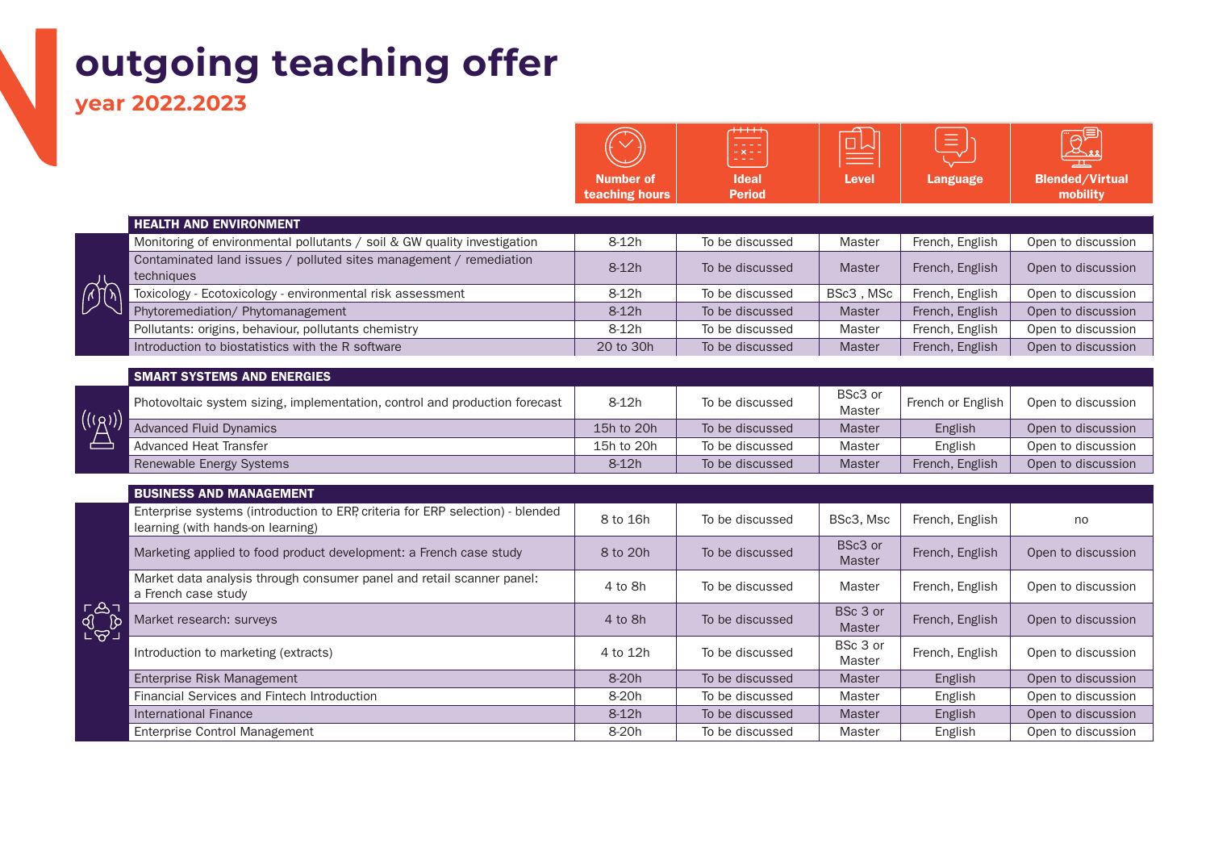# outgoing teaching offer

## year 2022.2023

| | Number of teaching hours | Ideal Period | Level | Language | Blended/Virtual mobility |
|---|---|---|---|---|---|
| **HEALTH AND ENVIRONMENT** | | | | | |
| Monitoring of environmental pollutants / soil & GW quality investigation | 8-12h | To be discussed | Master | French, English | Open to discussion |
| Contaminated land issues / polluted sites management / remediation techniques | 8-12h | To be discussed | Master | French, English | Open to discussion |
| Toxicology - Ecotoxicology - environmental risk assessment | 8-12h | To be discussed | BSc3 , MSc | French, English | Open to discussion |
| Phytoremediation/ Phytomanagement | 8-12h | To be discussed | Master | French, English | Open to discussion |
| Pollutants: origins, behaviour, pollutants chemistry | 8-12h | To be discussed | Master | French, English | Open to discussion |
| Introduction to biostatistics with the R software | 20 to 30h | To be discussed | Master | French, English | Open to discussion |
| **SMART SYSTEMS AND ENERGIES** | | | | | |
| Photovoltaic system sizing, implementation, control and production forecast | 8-12h | To be discussed | BSc3 or Master | French or English | Open to discussion |
| Advanced Fluid Dynamics | 15h to 20h | To be discussed | Master | English | Open to discussion |
| Advanced Heat Transfer | 15h to 20h | To be discussed | Master | English | Open to discussion |
| Renewable Energy Systems | 8-12h | To be discussed | Master | French, English | Open to discussion |
| **BUSINESS AND MANAGEMENT** | | | | | |
| Enterprise systems (introduction to ERP, criteria for ERP selection) - blended learning (with hands-on learning) | 8 to 16h | To be discussed | BSc3, Msc | French, English | no |
| Marketing applied to food product development: a French case study | 8 to 20h | To be discussed | BSc3 or Master | French, English | Open to discussion |
| Market data analysis through consumer panel and retail scanner panel: a French case study | 4 to 8h | To be discussed | Master | French, English | Open to discussion |
| Market research: surveys | 4 to 8h | To be discussed | BSc 3 or Master | French, English | Open to discussion |
| Introduction to marketing (extracts) | 4 to 12h | To be discussed | BSc 3 or Master | French, English | Open to discussion |
| Enterprise Risk Management | 8-20h | To be discussed | Master | English | Open to discussion |
| Financial Services and Fintech Introduction | 8-20h | To be discussed | Master | English | Open to discussion |
| International Finance | 8-12h | To be discussed | Master | English | Open to discussion |
| Enterprise Control Management | 8-20h | To be discussed | Master | English | Open to discussion |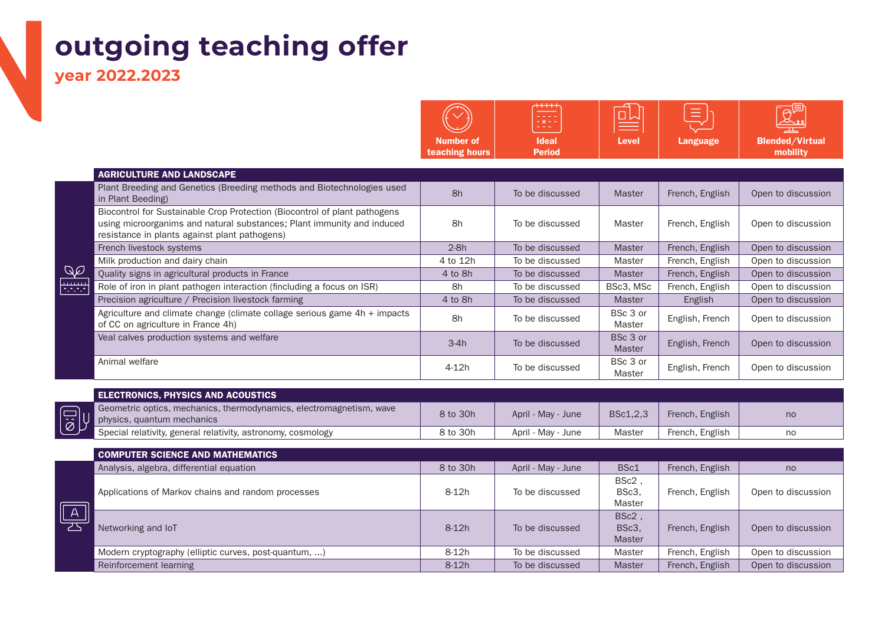# outgoing teaching offer

## year 2022.2023

| | Number of teaching hours | Ideal Period | Level | Language | Blended/Virtual mobility |
|---|---|---|---|---|---|
| **AGRICULTURE AND LANDSCAPE** | | | | | |
| Plant Breeding and Genetics (Breeding methods and Biotechnologies used in Plant Beeding) | 8h | To be discussed | Master | French, English | Open to discussion |
| Biocontrol for Sustainable Crop Protection (Biocontrol of plant pathogens using microorganims and natural substances; Plant immunity and induced resistance in plants against plant pathogens) | 8h | To be discussed | Master | French, English | Open to discussion |
| French livestock systems | 2-8h | To be discussed | Master | French, English | Open to discussion |
| Milk production and dairy chain | 4 to 12h | To be discussed | Master | French, English | Open to discussion |
| Quality signs in agricultural products in France | 4 to 8h | To be discussed | Master | French, English | Open to discussion |
| Role of iron in plant pathogen interaction (fincluding a focus on ISR) | 8h | To be discussed | BSc3, MSc | French, English | Open to discussion |
| Precision agriculture / Precision livestock farming | 4 to 8h | To be discussed | Master | English | Open to discussion |
| Agriculture and climate change (climate collage serious game 4h + impacts of CC on agriculture in France 4h) | 8h | To be discussed | BSc 3 or Master | English, French | Open to discussion |
| Veal calves production systems and welfare | 3-4h | To be discussed | BSc 3 or Master | English, French | Open to discussion |
| Animal welfare | 4-12h | To be discussed | BSc 3 or Master | English, French | Open to discussion |
| **ELECTRONICS, PHYSICS AND ACOUSTICS** | | | | | |
| Geometric optics, mechanics, thermodynamics, electromagnetism, wave physics, quantum mechanics | 8 to 30h | April - May - June | BSc1,2,3 | French, English | no |
| Special relativity, general relativity, astronomy, cosmology | 8 to 30h | April - May - June | Master | French, English | no |
| **COMPUTER SCIENCE AND MATHEMATICS** | | | | | |
| Analysis, algebra, differential equation | 8 to 30h | April - May - June | BSc1 | French, English | no |
| Applications of Markov chains and random processes | 8-12h | To be discussed | BSc2 , BSc3, Master | French, English | Open to discussion |
| Networking and IoT | 8-12h | To be discussed | BSc2 , BSc3, Master | French, English | Open to discussion |
| Modern cryptography (elliptic curves, post-quantum, ...) | 8-12h | To be discussed | Master | French, English | Open to discussion |
| Reinforcement learning | 8-12h | To be discussed | Master | French, English | Open to discussion |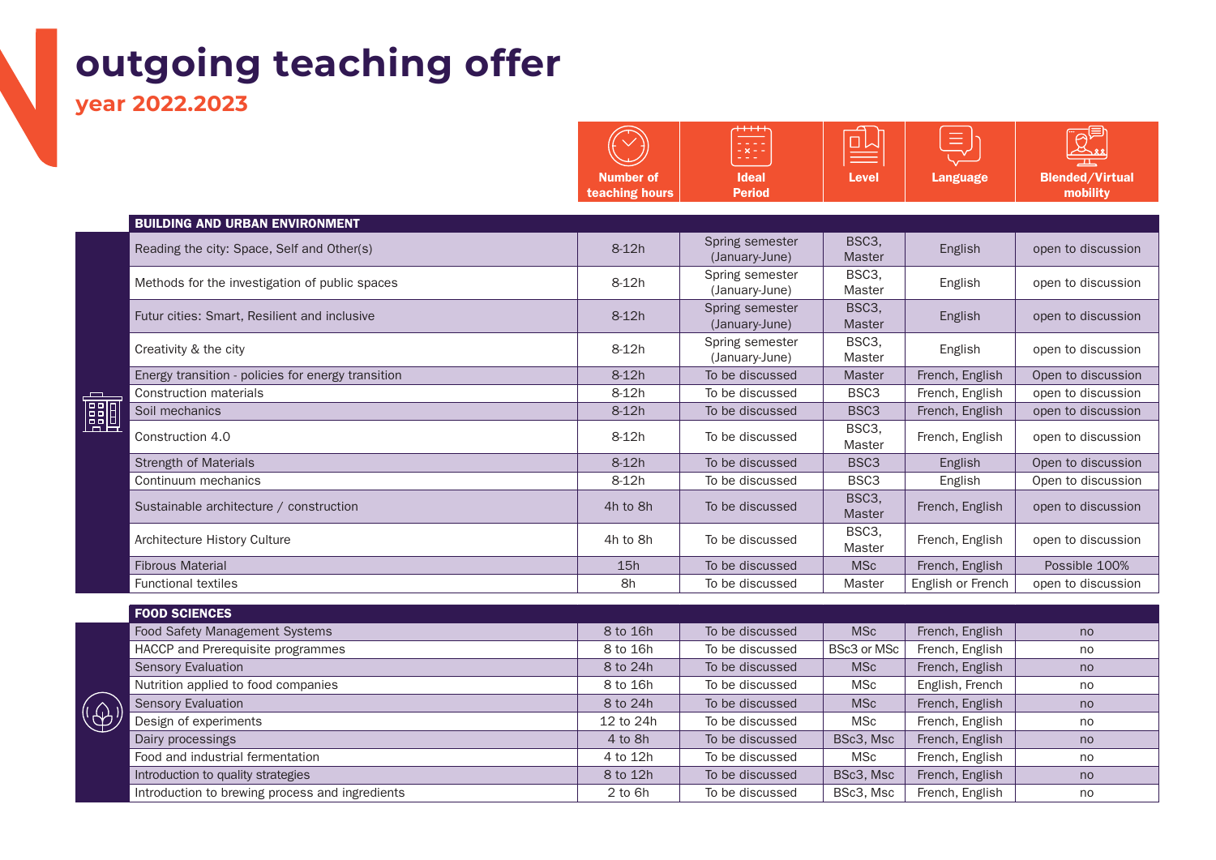# outgoing teaching offer

## year 2022.2023

| | Number of teaching hours | Ideal Period | Level | Language | Blended/Virtual mobility |
|---|---|---|---|---|---|
| **BUILDING AND URBAN ENVIRONMENT** | | | | | |
| Reading the city: Space, Self and Other(s) | 8-12h | Spring semester (January-June) | BSC3, Master | English | open to discussion |
| Methods for the investigation of public spaces | 8-12h | Spring semester (January-June) | BSC3, Master | English | open to discussion |
| Futur cities: Smart, Resilient and inclusive | 8-12h | Spring semester (January-June) | BSC3, Master | English | open to discussion |
| Creativity & the city | 8-12h | Spring semester (January-June) | BSC3, Master | English | open to discussion |
| Energy transition - policies for energy transition | 8-12h | To be discussed | Master | French, English | Open to discussion |
| Construction materials | 8-12h | To be discussed | BSC3 | French, English | open to discussion |
| Soil mechanics | 8-12h | To be discussed | BSC3 | French, English | open to discussion |
| Construction 4.0 | 8-12h | To be discussed | BSC3, Master | French, English | open to discussion |
| Strength of Materials | 8-12h | To be discussed | BSC3 | English | Open to discussion |
| Continuum mechanics | 8-12h | To be discussed | BSC3 | English | Open to discussion |
| Sustainable architecture / construction | 4h to 8h | To be discussed | BSC3, Master | French, English | open to discussion |
| Architecture History Culture | 4h to 8h | To be discussed | BSC3, Master | French, English | open to discussion |
| Fibrous Material | 15h | To be discussed | MSc | French, English | Possible 100% |
| Functional textiles | 8h | To be discussed | Master | English or French | open to discussion |
| **FOOD SCIENCES** | | | | | |
| Food Safety Management Systems | 8 to 16h | To be discussed | MSc | French, English | no |
| HACCP and Prerequisite programmes | 8 to 16h | To be discussed | BSc3 or MSc | French, English | no |
| Sensory Evaluation | 8 to 24h | To be discussed | MSc | French, English | no |
| Nutrition applied to food companies | 8 to 16h | To be discussed | MSc | English, French | no |
| Sensory Evaluation | 8 to 24h | To be discussed | MSc | French, English | no |
| Design of experiments | 12 to 24h | To be discussed | MSc | French, English | no |
| Dairy processings | 4 to 8h | To be discussed | BSc3, Msc | French, English | no |
| Food and industrial fermentation | 4 to 12h | To be discussed | MSc | French, English | no |
| Introduction to quality strategies | 8 to 12h | To be discussed | BSc3, Msc | French, English | no |
| Introduction to brewing process and ingredients | 2 to 6h | To be discussed | BSc3, Msc | French, English | no |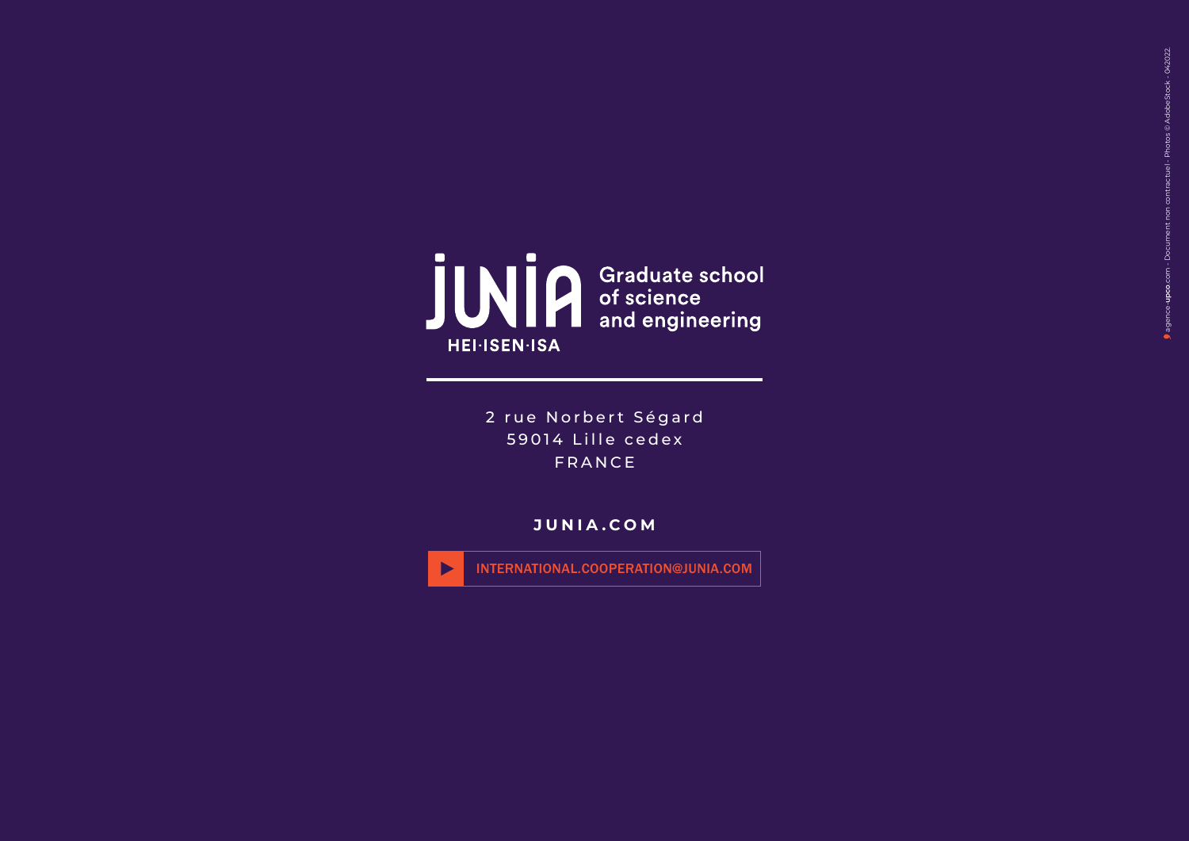JUNIA

HEI·ISEN·ISA

Graduate school of science and engineering

2 rue Norbert Ségard
59014 Lille cedex
FRANCE

**JUNIA.COM**

INTERNATIONAL.COOPERATION@JUNIA.COM

agence-upco.com - Document non contractuel - Photos © AdobeStock - 042022